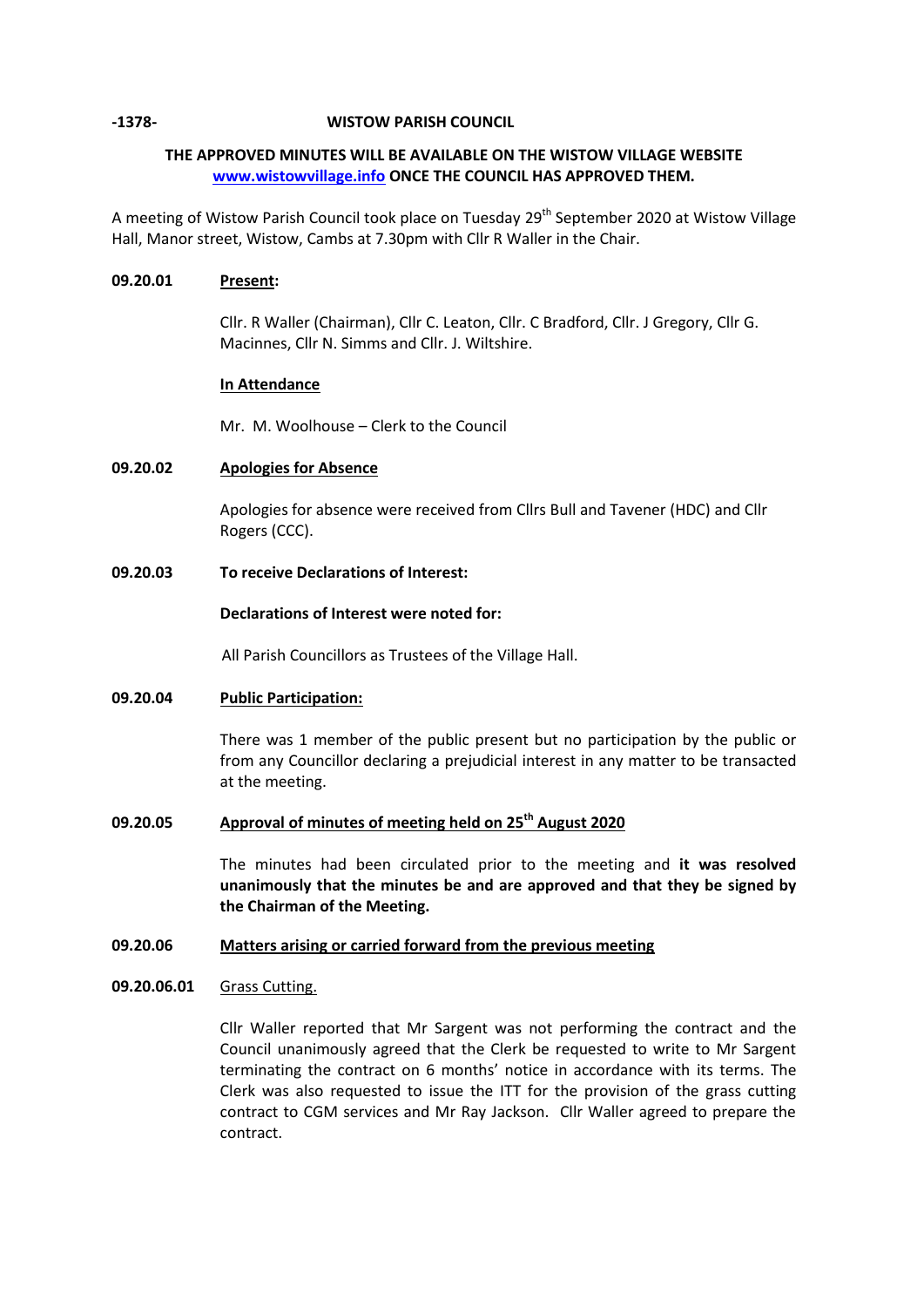**-1378- WISTOW PARISH COUNCIL**

**THE APPROVED MINUTES WILL BE AVAILABLE ON THE WISTOW VILLAGE WEBSITE [www.wistowvillage.info](http://www.wistowvillage.info) ONCE THE COUNCIL HAS APPROVED THEM.**

A meeting of Wistow Parish Council took place on Tuesday 29th September 2020 at Wistow Village Hall, Manor street, Wistow, Cambs at 7.30pm with Cllr R Waller in the Chair.

**09.20.01** **Present:**

Cllr. R Waller (Chairman), Cllr C. Leaton, Cllr. C Bradford, Cllr. J Gregory, Cllr G. Macinnes, Cllr N. Simms and Cllr. J. Wiltshire.

**In Attendance**

Mr. M. Woolhouse – Clerk to the Council

**09.20.02** **Apologies for Absence**

Apologies for absence were received from Cllrs Bull and Tavener (HDC) and Cllr Rogers (CCC).

**09.20.03** **To receive Declarations of Interest:**

**Declarations of Interest were noted for:**

All Parish Councillors as Trustees of the Village Hall.

**09.20.04** **Public Participation:**

There was 1 member of the public present but no participation by the public or from any Councillor declaring a prejudicial interest in any matter to be transacted at the meeting.

**09.20.05** **Approval of minutes of meeting held on 25th August 2020**

The minutes had been circulated prior to the meeting and **it was resolved unanimously that the minutes be and are approved and that they be signed by the Chairman of the Meeting.**

**09.20.06** **Matters arising or carried forward from the previous meeting**

**09.20.06.01** Grass Cutting.

Cllr Waller reported that Mr Sargent was not performing the contract and the Council unanimously agreed that the Clerk be requested to write to Mr Sargent terminating the contract on 6 months' notice in accordance with its terms. The Clerk was also requested to issue the ITT for the provision of the grass cutting contract to CGM services and Mr Ray Jackson. Cllr Waller agreed to prepare the contract.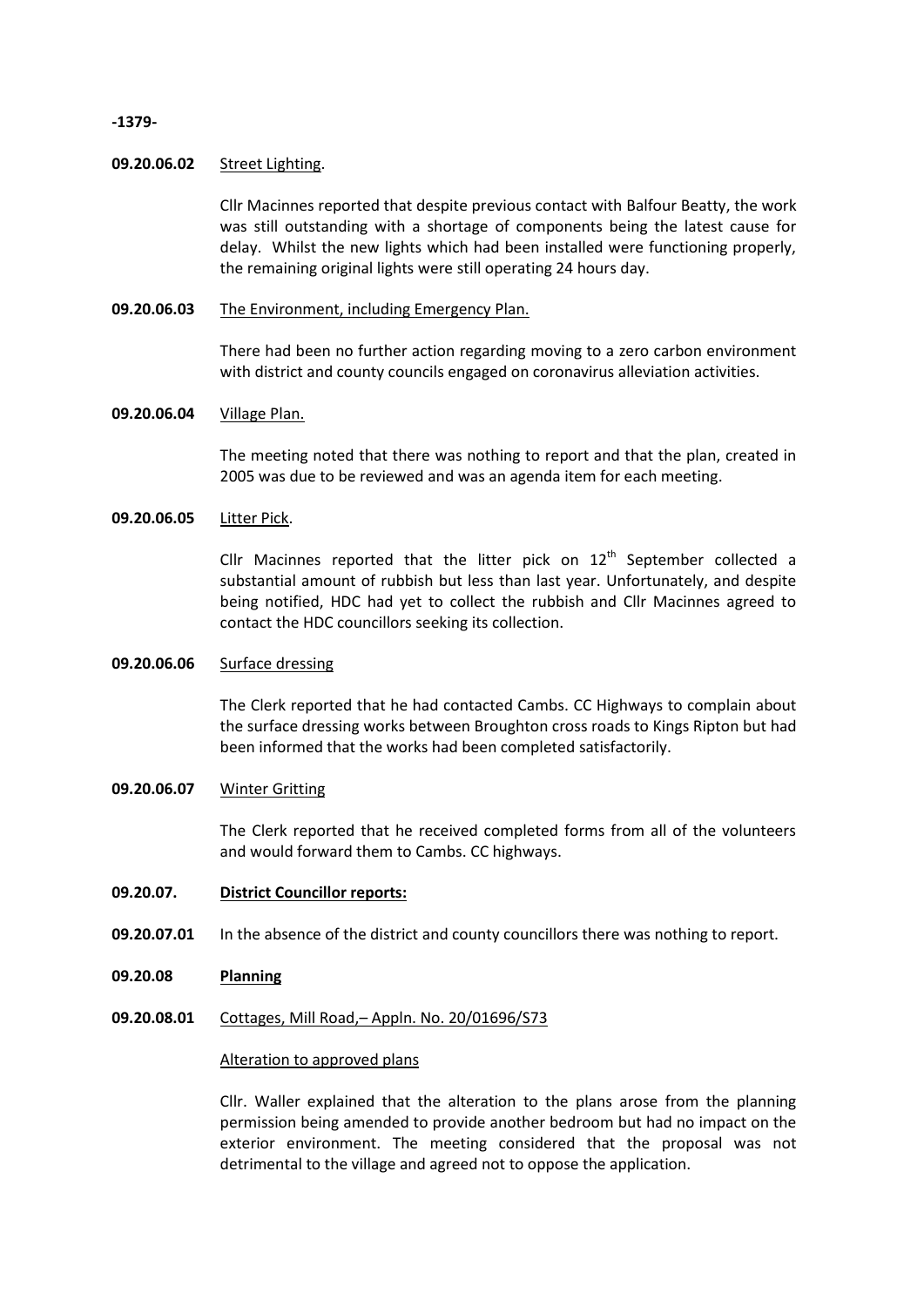**09.20.06.02** <u>Street Lighting</u>.

Cllr Macinnes reported that despite previous contact with Balfour Beatty, the work was still outstanding with a shortage of components being the latest cause for delay. Whilst the new lights which had been installed were functioning properly, the remaining original lights were still operating 24 hours day.

**09.20.06.03** <u>The Environment, including Emergency Plan.</u>

There had been no further action regarding moving to a zero carbon environment with district and county councils engaged on coronavirus alleviation activities.

**09.20.06.04** <u>Village Plan.</u>

The meeting noted that there was nothing to report and that the plan, created in 2005 was due to be reviewed and was an agenda item for each meeting.

**09.20.06.05** <u>Litter Pick</u>.

Cllr Macinnes reported that the litter pick on 12th September collected a substantial amount of rubbish but less than last year. Unfortunately, and despite being notified, HDC had yet to collect the rubbish and Cllr Macinnes agreed to contact the HDC councillors seeking its collection.

**09.20.06.06** <u>Surface dressing</u>

The Clerk reported that he had contacted Cambs. CC Highways to complain about the surface dressing works between Broughton cross roads to Kings Ripton but had been informed that the works had been completed satisfactorily.

**09.20.06.07** <u>Winter Gritting</u>

The Clerk reported that he received completed forms from all of the volunteers and would forward them to Cambs. CC highways.

**09.20.07. <u>District Councillor reports:</u>**

**09.20.07.01** In the absence of the district and county councillors there was nothing to report.

**09.20.08 <u>Planning</u>**

**09.20.08.01** <u>Cottages, Mill Road,– Appln. No. 20/01696/S73</u>

<u>Alteration to approved plans</u>

Cllr. Waller explained that the alteration to the plans arose from the planning permission being amended to provide another bedroom but had no impact on the exterior environment. The meeting considered that the proposal was not detrimental to the village and agreed not to oppose the application.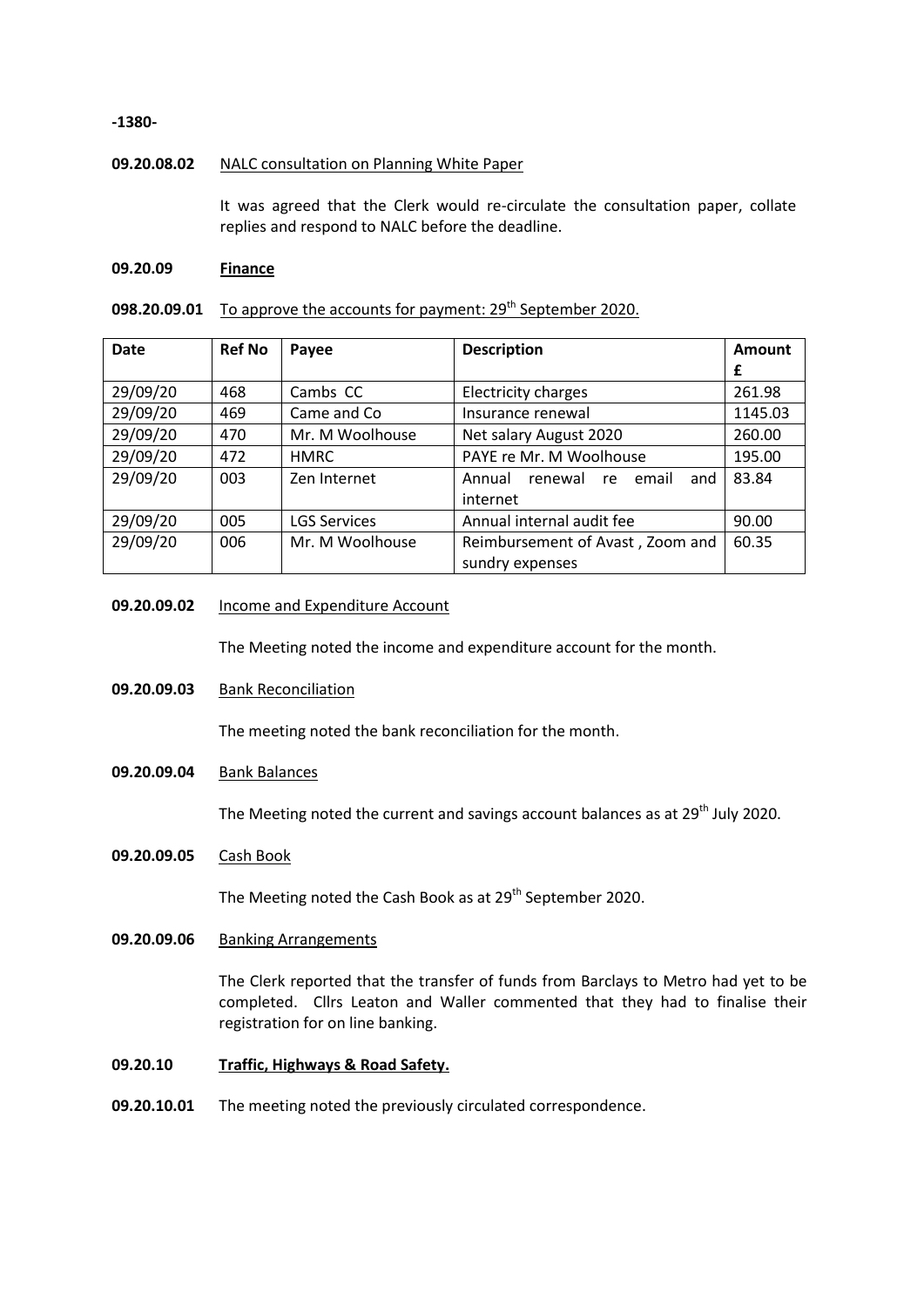**09.20.08.02** NALC consultation on Planning White Paper

It was agreed that the Clerk would re-circulate the consultation paper, collate replies and respond to NALC before the deadline.

**09.20.09 Finance**

**098.20.09.01** To approve the accounts for payment: 29th September 2020.

| Date | Ref No | Payee | Description | Amount £ |
|---|---|---|---|---|
| 29/09/20 | 468 | Cambs CC | Electricity charges | 261.98 |
| 29/09/20 | 469 | Came and Co | Insurance renewal | 1145.03 |
| 29/09/20 | 470 | Mr. M Woolhouse | Net salary August 2020 | 260.00 |
| 29/09/20 | 472 | HMRC | PAYE re Mr. M Woolhouse | 195.00 |
| 29/09/20 | 003 | Zen Internet | Annual renewal re email and internet | 83.84 |
| 29/09/20 | 005 | LGS Services | Annual internal audit fee | 90.00 |
| 29/09/20 | 006 | Mr. M Woolhouse | Reimbursement of Avast , Zoom and sundry expenses | 60.35 |

**09.20.09.02** Income and Expenditure Account

The Meeting noted the income and expenditure account for the month.

**09.20.09.03** Bank Reconciliation

The meeting noted the bank reconciliation for the month.

**09.20.09.04** Bank Balances

The Meeting noted the current and savings account balances as at 29th July 2020.

**09.20.09.05** Cash Book

The Meeting noted the Cash Book as at 29th September 2020.

**09.20.09.06** Banking Arrangements

The Clerk reported that the transfer of funds from Barclays to Metro had yet to be completed. Cllrs Leaton and Waller commented that they had to finalise their registration for on line banking.

**09.20.10 Traffic, Highways & Road Safety.**

**09.20.10.01** The meeting noted the previously circulated correspondence.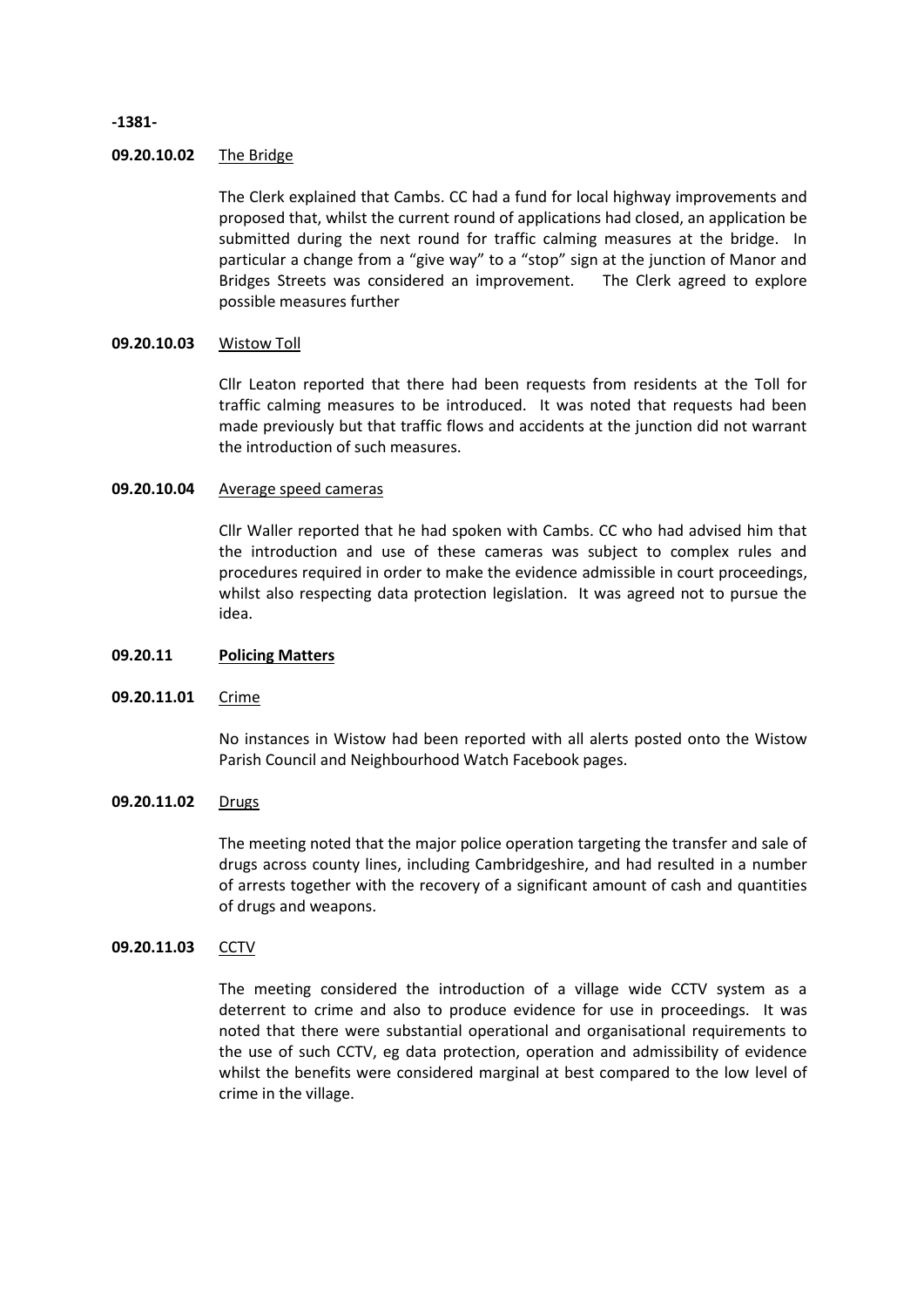**09.20.10.02** The Bridge

The Clerk explained that Cambs. CC had a fund for local highway improvements and proposed that, whilst the current round of applications had closed, an application be submitted during the next round for traffic calming measures at the bridge. In particular a change from a "give way" to a "stop" sign at the junction of Manor and Bridges Streets was considered an improvement. The Clerk agreed to explore possible measures further

**09.20.10.03** Wistow Toll

Cllr Leaton reported that there had been requests from residents at the Toll for traffic calming measures to be introduced. It was noted that requests had been made previously but that traffic flows and accidents at the junction did not warrant the introduction of such measures.

**09.20.10.04** Average speed cameras

Cllr Waller reported that he had spoken with Cambs. CC who had advised him that the introduction and use of these cameras was subject to complex rules and procedures required in order to make the evidence admissible in court proceedings, whilst also respecting data protection legislation. It was agreed not to pursue the idea.

**09.20.11** **Policing Matters**

**09.20.11.01** Crime

No instances in Wistow had been reported with all alerts posted onto the Wistow Parish Council and Neighbourhood Watch Facebook pages.

**09.20.11.02** Drugs

The meeting noted that the major police operation targeting the transfer and sale of drugs across county lines, including Cambridgeshire, and had resulted in a number of arrests together with the recovery of a significant amount of cash and quantities of drugs and weapons.

**09.20.11.03** CCTV

The meeting considered the introduction of a village wide CCTV system as a deterrent to crime and also to produce evidence for use in proceedings. It was noted that there were substantial operational and organisational requirements to the use of such CCTV, eg data protection, operation and admissibility of evidence whilst the benefits were considered marginal at best compared to the low level of crime in the village.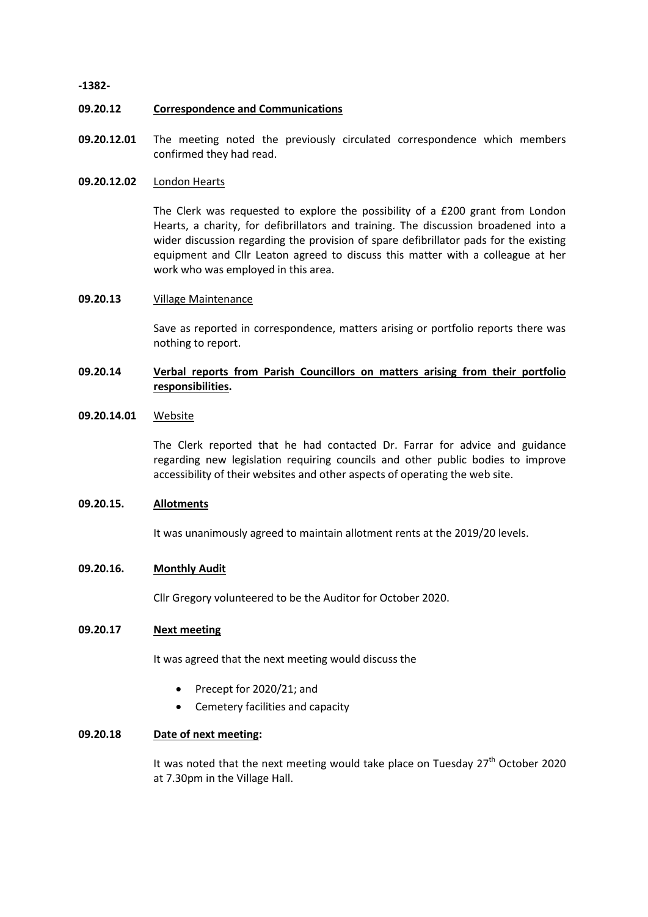**09.20.12 Correspondence and Communications**

**09.20.12.01** The meeting noted the previously circulated correspondence which members confirmed they had read.

**09.20.12.02** London Hearts

The Clerk was requested to explore the possibility of a £200 grant from London Hearts, a charity, for defibrillators and training. The discussion broadened into a wider discussion regarding the provision of spare defibrillator pads for the existing equipment and Cllr Leaton agreed to discuss this matter with a colleague at her work who was employed in this area.

**09.20.13** Village Maintenance

Save as reported in correspondence, matters arising or portfolio reports there was nothing to report.

**09.20.14 Verbal reports from Parish Councillors on matters arising from their portfolio responsibilities.**

**09.20.14.01** Website

The Clerk reported that he had contacted Dr. Farrar for advice and guidance regarding new legislation requiring councils and other public bodies to improve accessibility of their websites and other aspects of operating the web site.

**09.20.15. Allotments**

It was unanimously agreed to maintain allotment rents at the 2019/20 levels.

**09.20.16. Monthly Audit**

Cllr Gregory volunteered to be the Auditor for October 2020.

**09.20.17 Next meeting**

It was agreed that the next meeting would discuss the

- Precept for 2020/21; and
- Cemetery facilities and capacity

**09.20.18 Date of next meeting:**

It was noted that the next meeting would take place on Tuesday 27th October 2020 at 7.30pm in the Village Hall.